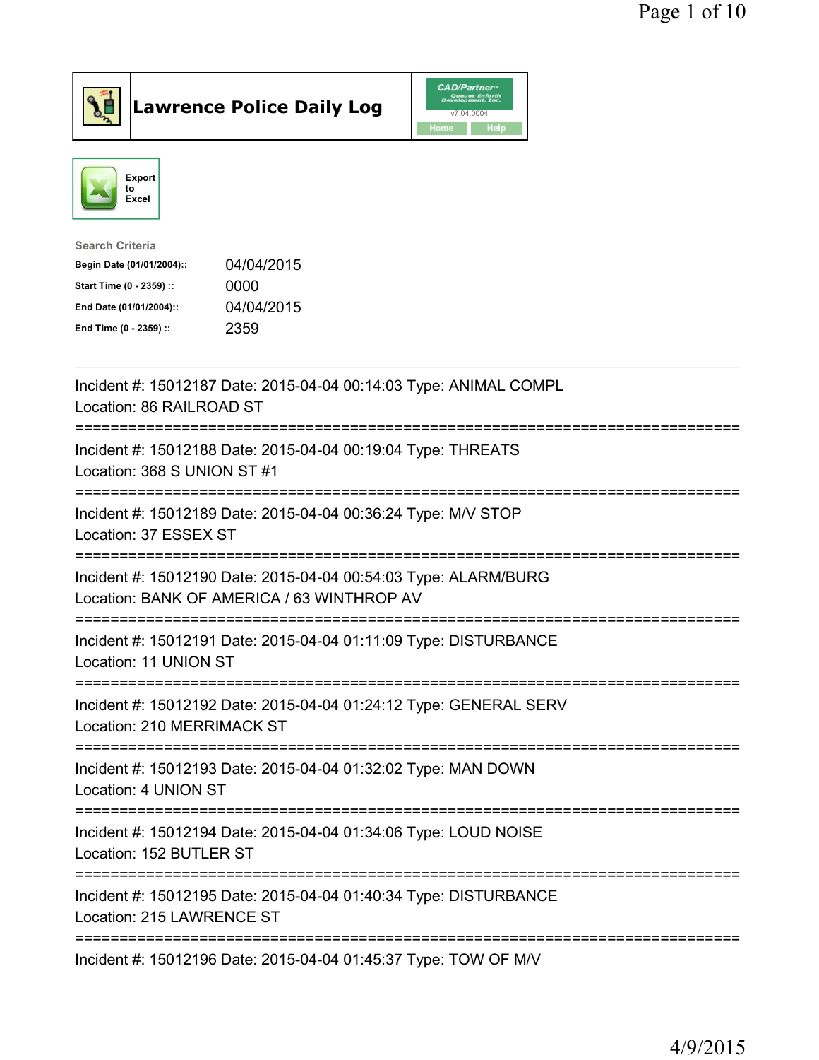# Lawrence Police Daily Log

CAD/Partner v7.04.0004

Home | Help

Export to Excel

**Search Criteria**

| | |
|---|---|
| **Begin Date (01/01/2004)::** | 04/04/2015 |
| **Start Time (0 - 2359) ::** | 0000 |
| **End Date (01/01/2004)::** | 04/04/2015 |
| **End Time (0 - 2359) ::** | 2359 |

---

Incident #: 15012187 Date: 2015-04-04 00:14:03 Type: ANIMAL COMPL
Location: 86 RAILROAD ST

===========================================================================

Incident #: 15012188 Date: 2015-04-04 00:19:04 Type: THREATS
Location: 368 S UNION ST #1

===========================================================================

Incident #: 15012189 Date: 2015-04-04 00:36:24 Type: M/V STOP
Location: 37 ESSEX ST

===========================================================================

Incident #: 15012190 Date: 2015-04-04 00:54:03 Type: ALARM/BURG
Location: BANK OF AMERICA / 63 WINTHROP AV

===========================================================================

Incident #: 15012191 Date: 2015-04-04 01:11:09 Type: DISTURBANCE
Location: 11 UNION ST

===========================================================================

Incident #: 15012192 Date: 2015-04-04 01:24:12 Type: GENERAL SERV
Location: 210 MERRIMACK ST

===========================================================================

Incident #: 15012193 Date: 2015-04-04 01:32:02 Type: MAN DOWN
Location: 4 UNION ST

===========================================================================

Incident #: 15012194 Date: 2015-04-04 01:34:06 Type: LOUD NOISE
Location: 152 BUTLER ST

===========================================================================

Incident #: 15012195 Date: 2015-04-04 01:40:34 Type: DISTURBANCE
Location: 215 LAWRENCE ST

===========================================================================

Incident #: 15012196 Date: 2015-04-04 01:45:37 Type: TOW OF M/V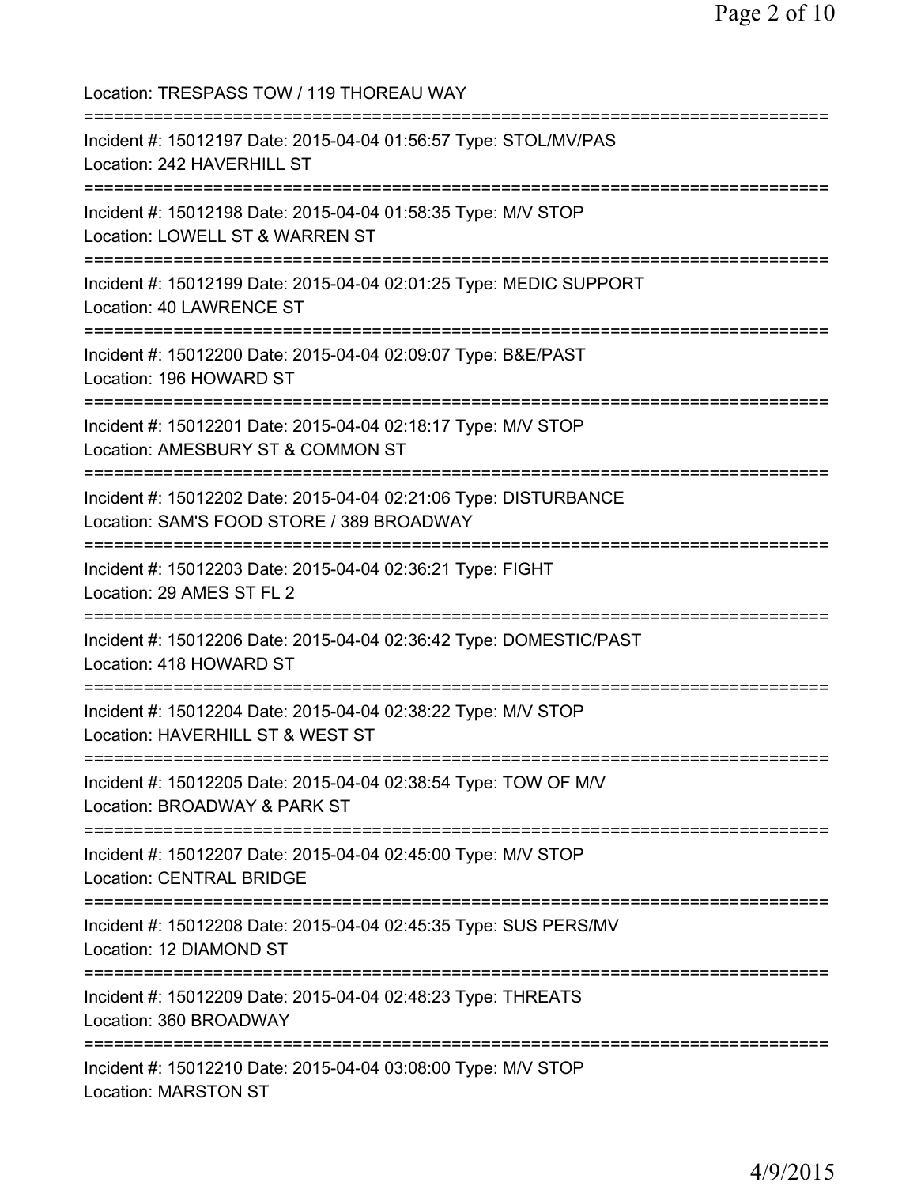Location: TRESPASS TOW / 119 THOREAU WAY

===========================================================================

Incident #: 15012197 Date: 2015-04-04 01:56:57 Type: STOL/MV/PAS
Location: 242 HAVERHILL ST

===========================================================================

Incident #: 15012198 Date: 2015-04-04 01:58:35 Type: M/V STOP
Location: LOWELL ST & WARREN ST

===========================================================================

Incident #: 15012199 Date: 2015-04-04 02:01:25 Type: MEDIC SUPPORT
Location: 40 LAWRENCE ST

===========================================================================

Incident #: 15012200 Date: 2015-04-04 02:09:07 Type: B&E/PAST
Location: 196 HOWARD ST

===========================================================================

Incident #: 15012201 Date: 2015-04-04 02:18:17 Type: M/V STOP
Location: AMESBURY ST & COMMON ST

===========================================================================

Incident #: 15012202 Date: 2015-04-04 02:21:06 Type: DISTURBANCE
Location: SAM'S FOOD STORE / 389 BROADWAY

===========================================================================

Incident #: 15012203 Date: 2015-04-04 02:36:21 Type: FIGHT
Location: 29 AMES ST FL 2

===========================================================================

Incident #: 15012206 Date: 2015-04-04 02:36:42 Type: DOMESTIC/PAST
Location: 418 HOWARD ST

===========================================================================

Incident #: 15012204 Date: 2015-04-04 02:38:22 Type: M/V STOP
Location: HAVERHILL ST & WEST ST

===========================================================================

Incident #: 15012205 Date: 2015-04-04 02:38:54 Type: TOW OF M/V
Location: BROADWAY & PARK ST

===========================================================================

Incident #: 15012207 Date: 2015-04-04 02:45:00 Type: M/V STOP
Location: CENTRAL BRIDGE

===========================================================================

Incident #: 15012208 Date: 2015-04-04 02:45:35 Type: SUS PERS/MV
Location: 12 DIAMOND ST

===========================================================================

Incident #: 15012209 Date: 2015-04-04 02:48:23 Type: THREATS
Location: 360 BROADWAY

===========================================================================

Incident #: 15012210 Date: 2015-04-04 03:08:00 Type: M/V STOP
Location: MARSTON ST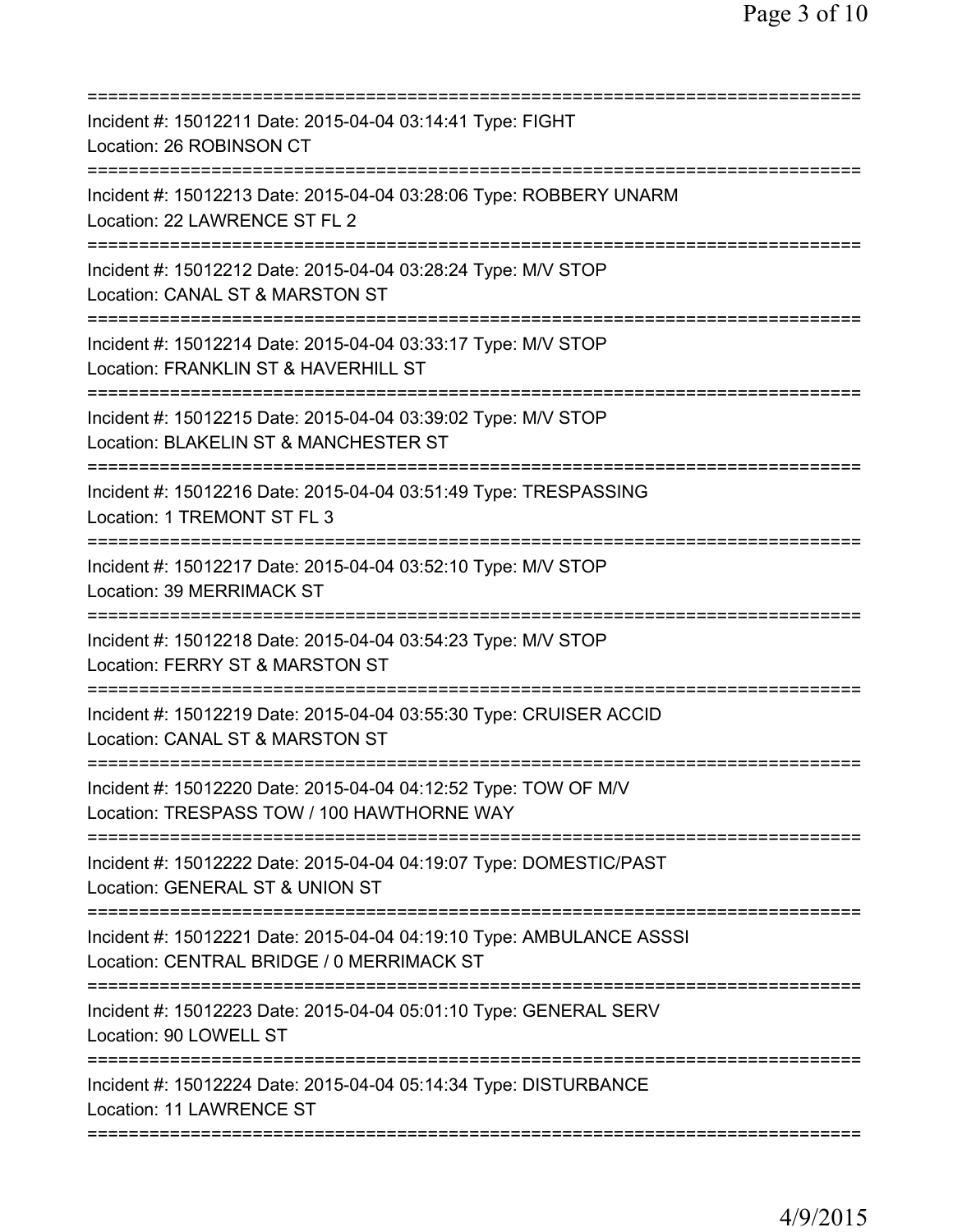===========================================================================
Incident #: 15012211 Date: 2015-04-04 03:14:41 Type: FIGHT
Location: 26 ROBINSON CT
===========================================================================
Incident #: 15012213 Date: 2015-04-04 03:28:06 Type: ROBBERY UNARM
Location: 22 LAWRENCE ST FL 2
===========================================================================
Incident #: 15012212 Date: 2015-04-04 03:28:24 Type: M/V STOP
Location: CANAL ST & MARSTON ST
===========================================================================
Incident #: 15012214 Date: 2015-04-04 03:33:17 Type: M/V STOP
Location: FRANKLIN ST & HAVERHILL ST
===========================================================================
Incident #: 15012215 Date: 2015-04-04 03:39:02 Type: M/V STOP
Location: BLAKELIN ST & MANCHESTER ST
===========================================================================
Incident #: 15012216 Date: 2015-04-04 03:51:49 Type: TRESPASSING
Location: 1 TREMONT ST FL 3
===========================================================================
Incident #: 15012217 Date: 2015-04-04 03:52:10 Type: M/V STOP
Location: 39 MERRIMACK ST
===========================================================================
Incident #: 15012218 Date: 2015-04-04 03:54:23 Type: M/V STOP
Location: FERRY ST & MARSTON ST
===========================================================================
Incident #: 15012219 Date: 2015-04-04 03:55:30 Type: CRUISER ACCID
Location: CANAL ST & MARSTON ST
===========================================================================
Incident #: 15012220 Date: 2015-04-04 04:12:52 Type: TOW OF M/V
Location: TRESPASS TOW / 100 HAWTHORNE WAY
===========================================================================
Incident #: 15012222 Date: 2015-04-04 04:19:07 Type: DOMESTIC/PAST
Location: GENERAL ST & UNION ST
===========================================================================
Incident #: 15012221 Date: 2015-04-04 04:19:10 Type: AMBULANCE ASSSI
Location: CENTRAL BRIDGE / 0 MERRIMACK ST
===========================================================================
Incident #: 15012223 Date: 2015-04-04 05:01:10 Type: GENERAL SERV
Location: 90 LOWELL ST
===========================================================================
Incident #: 15012224 Date: 2015-04-04 05:14:34 Type: DISTURBANCE
Location: 11 LAWRENCE ST
===========================================================================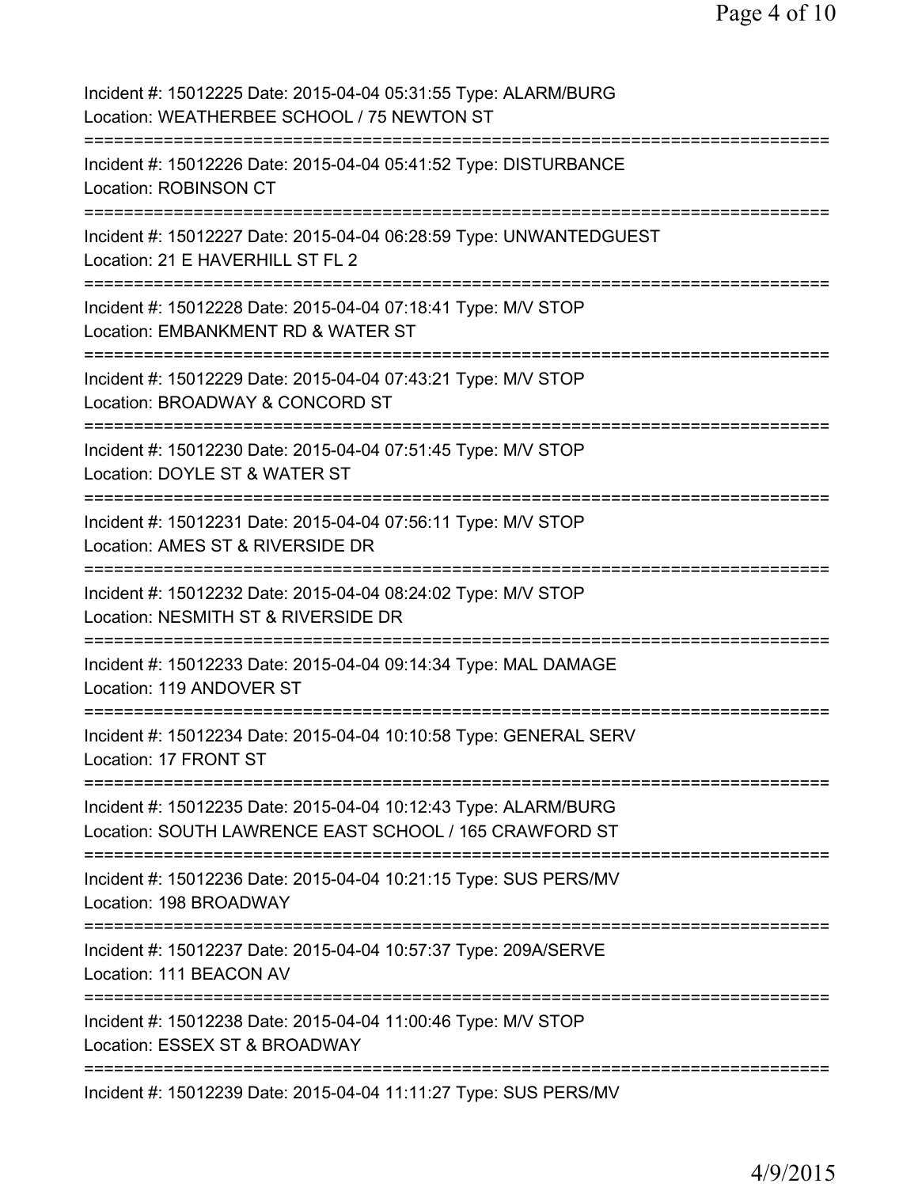Incident #: 15012225 Date: 2015-04-04 05:31:55 Type: ALARM/BURG
Location: WEATHERBEE SCHOOL / 75 NEWTON ST

===========================================================================

Incident #: 15012226 Date: 2015-04-04 05:41:52 Type: DISTURBANCE
Location: ROBINSON CT

===========================================================================

Incident #: 15012227 Date: 2015-04-04 06:28:59 Type: UNWANTEDGUEST
Location: 21 E HAVERHILL ST FL 2

===========================================================================

Incident #: 15012228 Date: 2015-04-04 07:18:41 Type: M/V STOP
Location: EMBANKMENT RD & WATER ST

===========================================================================

Incident #: 15012229 Date: 2015-04-04 07:43:21 Type: M/V STOP
Location: BROADWAY & CONCORD ST

===========================================================================

Incident #: 15012230 Date: 2015-04-04 07:51:45 Type: M/V STOP
Location: DOYLE ST & WATER ST

===========================================================================

Incident #: 15012231 Date: 2015-04-04 07:56:11 Type: M/V STOP
Location: AMES ST & RIVERSIDE DR

===========================================================================

Incident #: 15012232 Date: 2015-04-04 08:24:02 Type: M/V STOP
Location: NESMITH ST & RIVERSIDE DR

===========================================================================

Incident #: 15012233 Date: 2015-04-04 09:14:34 Type: MAL DAMAGE
Location: 119 ANDOVER ST

===========================================================================

Incident #: 15012234 Date: 2015-04-04 10:10:58 Type: GENERAL SERV
Location: 17 FRONT ST

===========================================================================

Incident #: 15012235 Date: 2015-04-04 10:12:43 Type: ALARM/BURG
Location: SOUTH LAWRENCE EAST SCHOOL / 165 CRAWFORD ST

===========================================================================

Incident #: 15012236 Date: 2015-04-04 10:21:15 Type: SUS PERS/MV
Location: 198 BROADWAY

===========================================================================

Incident #: 15012237 Date: 2015-04-04 10:57:37 Type: 209A/SERVE
Location: 111 BEACON AV

===========================================================================

Incident #: 15012238 Date: 2015-04-04 11:00:46 Type: M/V STOP
Location: ESSEX ST & BROADWAY

===========================================================================

Incident #: 15012239 Date: 2015-04-04 11:11:27 Type: SUS PERS/MV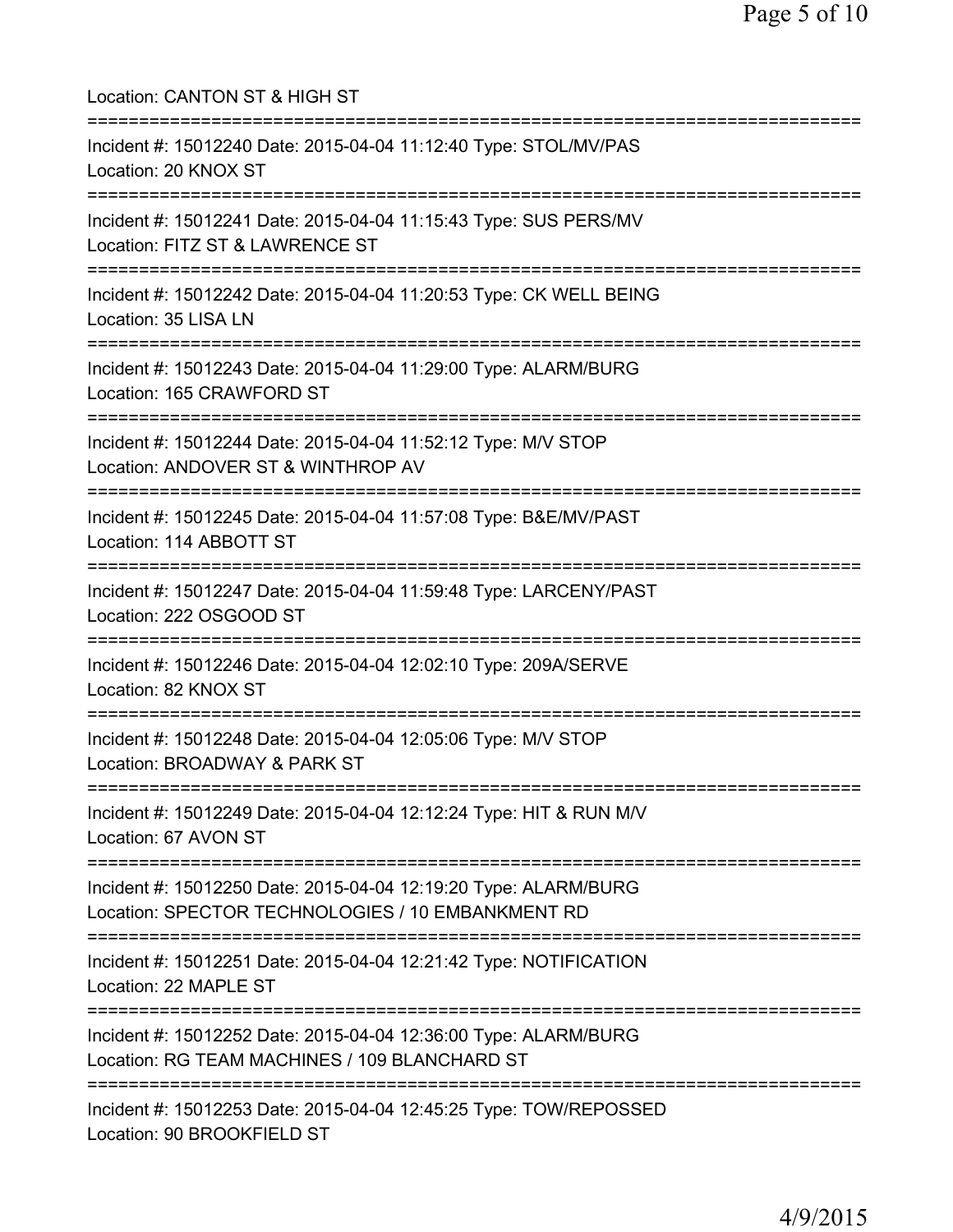Location: CANTON ST & HIGH ST

===========================================================================

Incident #: 15012240 Date: 2015-04-04 11:12:40 Type: STOL/MV/PAS
Location: 20 KNOX ST

===========================================================================

Incident #: 15012241 Date: 2015-04-04 11:15:43 Type: SUS PERS/MV
Location: FITZ ST & LAWRENCE ST

===========================================================================

Incident #: 15012242 Date: 2015-04-04 11:20:53 Type: CK WELL BEING
Location: 35 LISA LN

===========================================================================

Incident #: 15012243 Date: 2015-04-04 11:29:00 Type: ALARM/BURG
Location: 165 CRAWFORD ST

===========================================================================

Incident #: 15012244 Date: 2015-04-04 11:52:12 Type: M/V STOP
Location: ANDOVER ST & WINTHROP AV

===========================================================================

Incident #: 15012245 Date: 2015-04-04 11:57:08 Type: B&E/MV/PAST
Location: 114 ABBOTT ST

===========================================================================

Incident #: 15012247 Date: 2015-04-04 11:59:48 Type: LARCENY/PAST
Location: 222 OSGOOD ST

===========================================================================

Incident #: 15012246 Date: 2015-04-04 12:02:10 Type: 209A/SERVE
Location: 82 KNOX ST

===========================================================================

Incident #: 15012248 Date: 2015-04-04 12:05:06 Type: M/V STOP
Location: BROADWAY & PARK ST

===========================================================================

Incident #: 15012249 Date: 2015-04-04 12:12:24 Type: HIT & RUN M/V
Location: 67 AVON ST

===========================================================================

Incident #: 15012250 Date: 2015-04-04 12:19:20 Type: ALARM/BURG
Location: SPECTOR TECHNOLOGIES / 10 EMBANKMENT RD

===========================================================================

Incident #: 15012251 Date: 2015-04-04 12:21:42 Type: NOTIFICATION
Location: 22 MAPLE ST

===========================================================================

Incident #: 15012252 Date: 2015-04-04 12:36:00 Type: ALARM/BURG
Location: RG TEAM MACHINES / 109 BLANCHARD ST

===========================================================================

Incident #: 15012253 Date: 2015-04-04 12:45:25 Type: TOW/REPOSSED
Location: 90 BROOKFIELD ST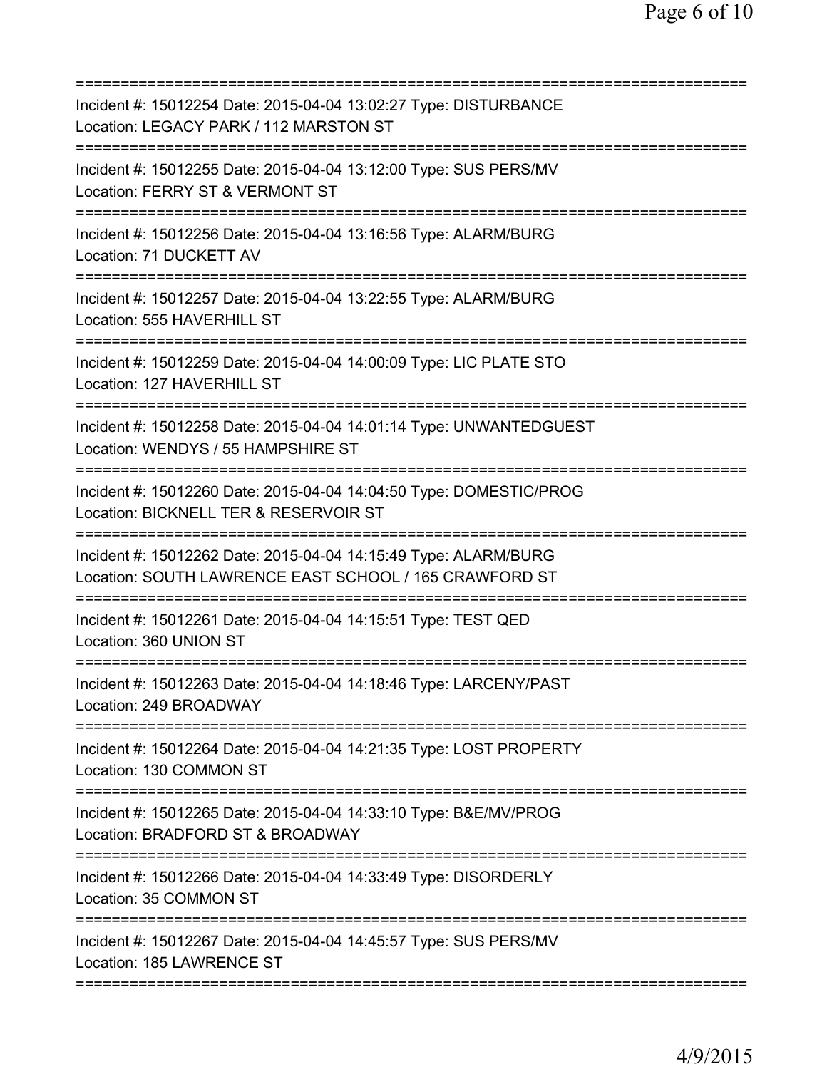===========================================================================

Incident #: 15012254 Date: 2015-04-04 13:02:27 Type: DISTURBANCE
Location: LEGACY PARK / 112 MARSTON ST

===========================================================================

Incident #: 15012255 Date: 2015-04-04 13:12:00 Type: SUS PERS/MV
Location: FERRY ST & VERMONT ST

===========================================================================

Incident #: 15012256 Date: 2015-04-04 13:16:56 Type: ALARM/BURG
Location: 71 DUCKETT AV

===========================================================================

Incident #: 15012257 Date: 2015-04-04 13:22:55 Type: ALARM/BURG
Location: 555 HAVERHILL ST

===========================================================================

Incident #: 15012259 Date: 2015-04-04 14:00:09 Type: LIC PLATE STO
Location: 127 HAVERHILL ST

===========================================================================

Incident #: 15012258 Date: 2015-04-04 14:01:14 Type: UNWANTEDGUEST
Location: WENDYS / 55 HAMPSHIRE ST

===========================================================================

Incident #: 15012260 Date: 2015-04-04 14:04:50 Type: DOMESTIC/PROG
Location: BICKNELL TER & RESERVOIR ST

===========================================================================

Incident #: 15012262 Date: 2015-04-04 14:15:49 Type: ALARM/BURG
Location: SOUTH LAWRENCE EAST SCHOOL / 165 CRAWFORD ST

===========================================================================

Incident #: 15012261 Date: 2015-04-04 14:15:51 Type: TEST QED
Location: 360 UNION ST

===========================================================================

Incident #: 15012263 Date: 2015-04-04 14:18:46 Type: LARCENY/PAST
Location: 249 BROADWAY

===========================================================================

Incident #: 15012264 Date: 2015-04-04 14:21:35 Type: LOST PROPERTY
Location: 130 COMMON ST

===========================================================================

Incident #: 15012265 Date: 2015-04-04 14:33:10 Type: B&E/MV/PROG
Location: BRADFORD ST & BROADWAY

===========================================================================

Incident #: 15012266 Date: 2015-04-04 14:33:49 Type: DISORDERLY
Location: 35 COMMON ST

===========================================================================

Incident #: 15012267 Date: 2015-04-04 14:45:57 Type: SUS PERS/MV
Location: 185 LAWRENCE ST

===========================================================================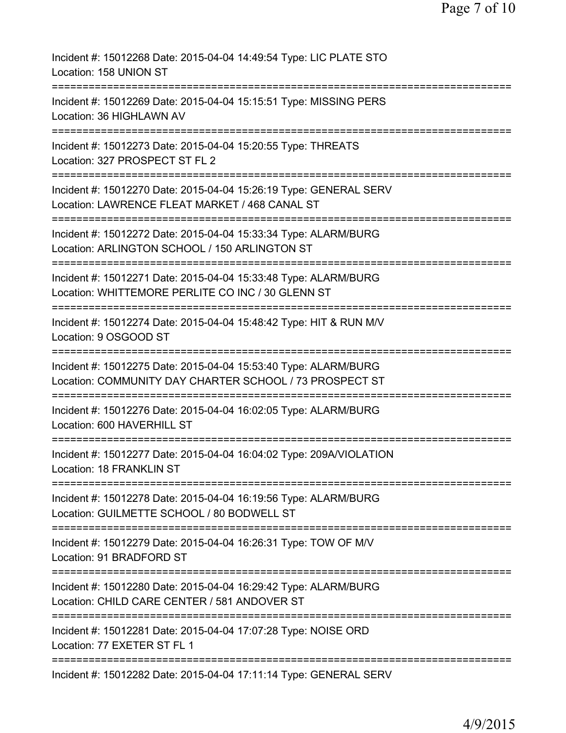Incident #: 15012268 Date: 2015-04-04 14:49:54 Type: LIC PLATE STO
Location: 158 UNION ST

===========================================================================

Incident #: 15012269 Date: 2015-04-04 15:15:51 Type: MISSING PERS
Location: 36 HIGHLAWN AV

===========================================================================

Incident #: 15012273 Date: 2015-04-04 15:20:55 Type: THREATS
Location: 327 PROSPECT ST FL 2

===========================================================================

Incident #: 15012270 Date: 2015-04-04 15:26:19 Type: GENERAL SERV
Location: LAWRENCE FLEAT MARKET / 468 CANAL ST

===========================================================================

Incident #: 15012272 Date: 2015-04-04 15:33:34 Type: ALARM/BURG
Location: ARLINGTON SCHOOL / 150 ARLINGTON ST

===========================================================================

Incident #: 15012271 Date: 2015-04-04 15:33:48 Type: ALARM/BURG
Location: WHITTEMORE PERLITE CO INC / 30 GLENN ST

===========================================================================

Incident #: 15012274 Date: 2015-04-04 15:48:42 Type: HIT & RUN M/V
Location: 9 OSGOOD ST

===========================================================================

Incident #: 15012275 Date: 2015-04-04 15:53:40 Type: ALARM/BURG
Location: COMMUNITY DAY CHARTER SCHOOL / 73 PROSPECT ST

===========================================================================

Incident #: 15012276 Date: 2015-04-04 16:02:05 Type: ALARM/BURG
Location: 600 HAVERHILL ST

===========================================================================

Incident #: 15012277 Date: 2015-04-04 16:04:02 Type: 209A/VIOLATION
Location: 18 FRANKLIN ST

===========================================================================

Incident #: 15012278 Date: 2015-04-04 16:19:56 Type: ALARM/BURG
Location: GUILMETTE SCHOOL / 80 BODWELL ST

===========================================================================

Incident #: 15012279 Date: 2015-04-04 16:26:31 Type: TOW OF M/V
Location: 91 BRADFORD ST

===========================================================================

Incident #: 15012280 Date: 2015-04-04 16:29:42 Type: ALARM/BURG
Location: CHILD CARE CENTER / 581 ANDOVER ST

===========================================================================

Incident #: 15012281 Date: 2015-04-04 17:07:28 Type: NOISE ORD
Location: 77 EXETER ST FL 1

===========================================================================

Incident #: 15012282 Date: 2015-04-04 17:11:14 Type: GENERAL SERV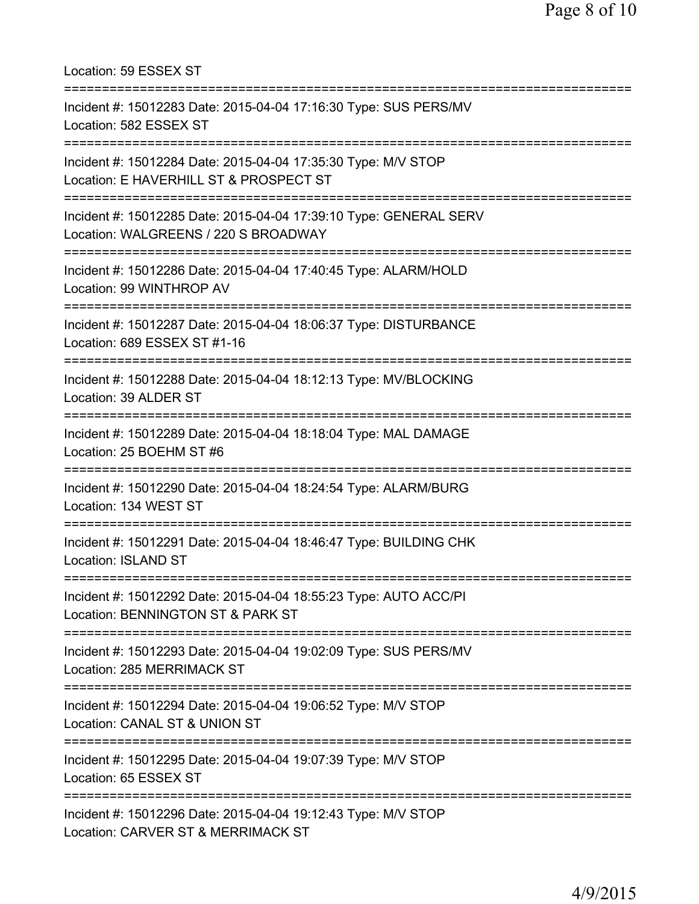Location: 59 ESSEX ST

===========================================================================

Incident #: 15012283 Date: 2015-04-04 17:16:30 Type: SUS PERS/MV
Location: 582 ESSEX ST

===========================================================================

Incident #: 15012284 Date: 2015-04-04 17:35:30 Type: M/V STOP
Location: E HAVERHILL ST & PROSPECT ST

===========================================================================

Incident #: 15012285 Date: 2015-04-04 17:39:10 Type: GENERAL SERV
Location: WALGREENS / 220 S BROADWAY

===========================================================================

Incident #: 15012286 Date: 2015-04-04 17:40:45 Type: ALARM/HOLD
Location: 99 WINTHROP AV

===========================================================================

Incident #: 15012287 Date: 2015-04-04 18:06:37 Type: DISTURBANCE
Location: 689 ESSEX ST #1-16

===========================================================================

Incident #: 15012288 Date: 2015-04-04 18:12:13 Type: MV/BLOCKING
Location: 39 ALDER ST

===========================================================================

Incident #: 15012289 Date: 2015-04-04 18:18:04 Type: MAL DAMAGE
Location: 25 BOEHM ST #6

===========================================================================

Incident #: 15012290 Date: 2015-04-04 18:24:54 Type: ALARM/BURG
Location: 134 WEST ST

===========================================================================

Incident #: 15012291 Date: 2015-04-04 18:46:47 Type: BUILDING CHK
Location: ISLAND ST

===========================================================================

Incident #: 15012292 Date: 2015-04-04 18:55:23 Type: AUTO ACC/PI
Location: BENNINGTON ST & PARK ST

===========================================================================

Incident #: 15012293 Date: 2015-04-04 19:02:09 Type: SUS PERS/MV
Location: 285 MERRIMACK ST

===========================================================================

Incident #: 15012294 Date: 2015-04-04 19:06:52 Type: M/V STOP
Location: CANAL ST & UNION ST

===========================================================================

Incident #: 15012295 Date: 2015-04-04 19:07:39 Type: M/V STOP
Location: 65 ESSEX ST

===========================================================================

Incident #: 15012296 Date: 2015-04-04 19:12:43 Type: M/V STOP
Location: CARVER ST & MERRIMACK ST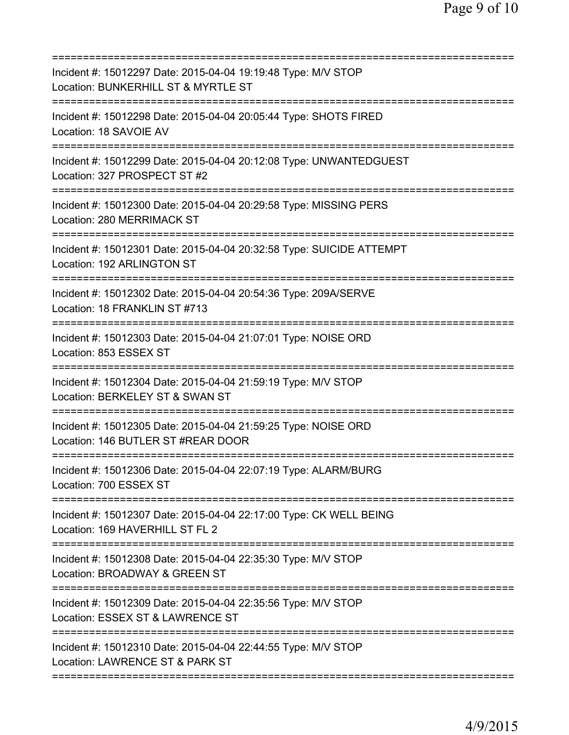===========================================================================

Incident #: 15012297 Date: 2015-04-04 19:19:48 Type: M/V STOP
Location: BUNKERHILL ST & MYRTLE ST

===========================================================================

Incident #: 15012298 Date: 2015-04-04 20:05:44 Type: SHOTS FIRED
Location: 18 SAVOIE AV

===========================================================================

Incident #: 15012299 Date: 2015-04-04 20:12:08 Type: UNWANTEDGUEST
Location: 327 PROSPECT ST #2

===========================================================================

Incident #: 15012300 Date: 2015-04-04 20:29:58 Type: MISSING PERS
Location: 280 MERRIMACK ST

===========================================================================

Incident #: 15012301 Date: 2015-04-04 20:32:58 Type: SUICIDE ATTEMPT
Location: 192 ARLINGTON ST

===========================================================================

Incident #: 15012302 Date: 2015-04-04 20:54:36 Type: 209A/SERVE
Location: 18 FRANKLIN ST #713

===========================================================================

Incident #: 15012303 Date: 2015-04-04 21:07:01 Type: NOISE ORD
Location: 853 ESSEX ST

===========================================================================

Incident #: 15012304 Date: 2015-04-04 21:59:19 Type: M/V STOP
Location: BERKELEY ST & SWAN ST

===========================================================================

Incident #: 15012305 Date: 2015-04-04 21:59:25 Type: NOISE ORD
Location: 146 BUTLER ST #REAR DOOR

===========================================================================

Incident #: 15012306 Date: 2015-04-04 22:07:19 Type: ALARM/BURG
Location: 700 ESSEX ST

===========================================================================

Incident #: 15012307 Date: 2015-04-04 22:17:00 Type: CK WELL BEING
Location: 169 HAVERHILL ST FL 2

===========================================================================

Incident #: 15012308 Date: 2015-04-04 22:35:30 Type: M/V STOP
Location: BROADWAY & GREEN ST

===========================================================================

Incident #: 15012309 Date: 2015-04-04 22:35:56 Type: M/V STOP
Location: ESSEX ST & LAWRENCE ST

===========================================================================

Incident #: 15012310 Date: 2015-04-04 22:44:55 Type: M/V STOP
Location: LAWRENCE ST & PARK ST

===========================================================================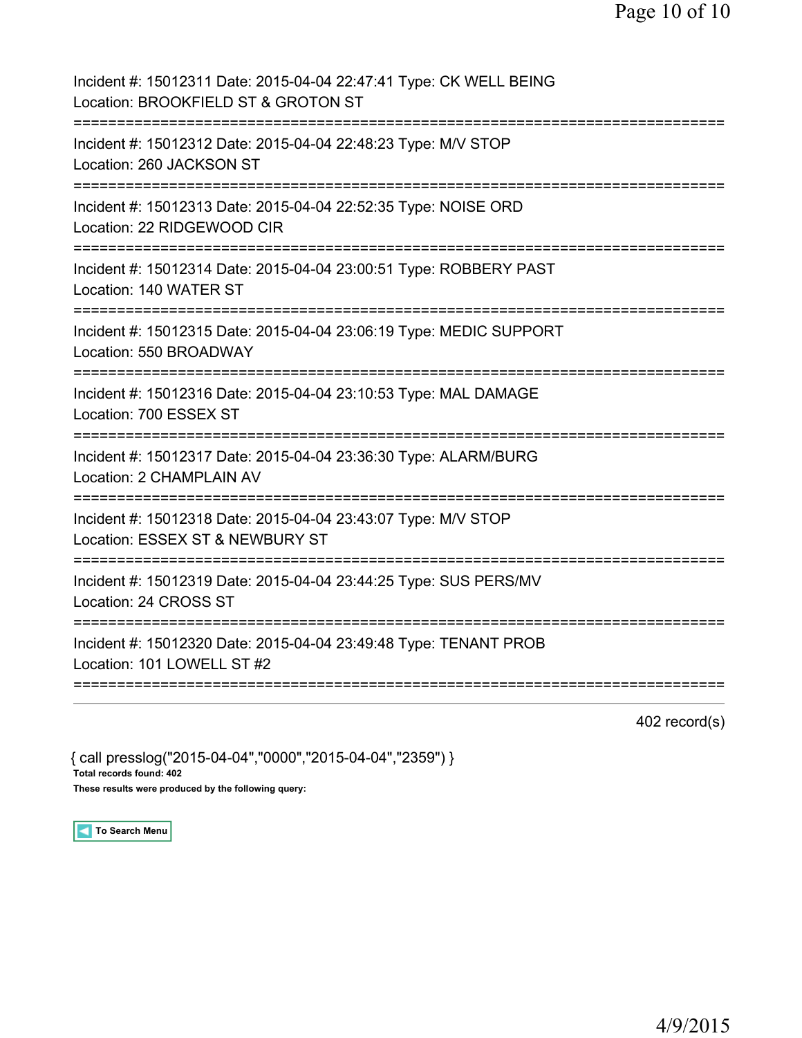Incident #: 15012311 Date: 2015-04-04 22:47:41 Type: CK WELL BEING
Location: BROOKFIELD ST & GROTON ST

===========================================================================

Incident #: 15012312 Date: 2015-04-04 22:48:23 Type: M/V STOP
Location: 260 JACKSON ST

===========================================================================

Incident #: 15012313 Date: 2015-04-04 22:52:35 Type: NOISE ORD
Location: 22 RIDGEWOOD CIR

===========================================================================

Incident #: 15012314 Date: 2015-04-04 23:00:51 Type: ROBBERY PAST
Location: 140 WATER ST

===========================================================================

Incident #: 15012315 Date: 2015-04-04 23:06:19 Type: MEDIC SUPPORT
Location: 550 BROADWAY

===========================================================================

Incident #: 15012316 Date: 2015-04-04 23:10:53 Type: MAL DAMAGE
Location: 700 ESSEX ST

===========================================================================

Incident #: 15012317 Date: 2015-04-04 23:36:30 Type: ALARM/BURG
Location: 2 CHAMPLAIN AV

===========================================================================

Incident #: 15012318 Date: 2015-04-04 23:43:07 Type: M/V STOP
Location: ESSEX ST & NEWBURY ST

===========================================================================

Incident #: 15012319 Date: 2015-04-04 23:44:25 Type: SUS PERS/MV
Location: 24 CROSS ST

===========================================================================

Incident #: 15012320 Date: 2015-04-04 23:49:48 Type: TENANT PROB
Location: 101 LOWELL ST #2

===========================================================================

402 record(s)

{ call presslog("2015-04-04","0000","2015-04-04","2359") }

**Total records found: 402**

**These results were produced by the following query:**

To Search Menu

4/9/2015